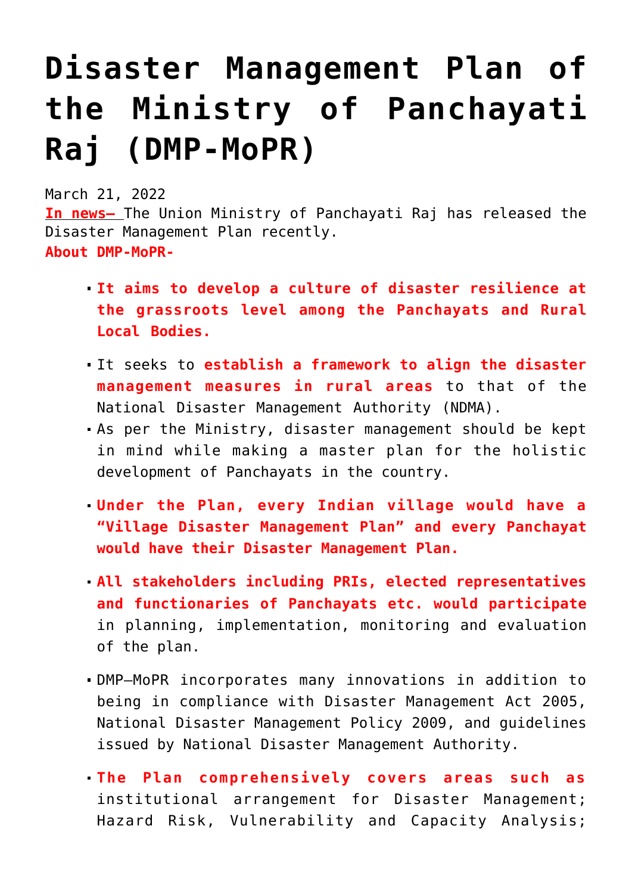# Disaster Management Plan of the Ministry of Panchayati Raj (DMP-MoPR)

March 21, 2022

**In news–** The Union Ministry of Panchayati Raj has released the Disaster Management Plan recently.

**About DMP-MoPR-**

- **It aims to develop a culture of disaster resilience at the grassroots level among the Panchayats and Rural Local Bodies.**
- It seeks to **establish a framework to align the disaster management measures in rural areas** to that of the National Disaster Management Authority (NDMA).
- As per the Ministry, disaster management should be kept in mind while making a master plan for the holistic development of Panchayats in the country.
- **Under the Plan, every Indian village would have a "Village Disaster Management Plan" and every Panchayat would have their Disaster Management Plan.**
- **All stakeholders including PRIs, elected representatives and functionaries of Panchayats etc. would participate** in planning, implementation, monitoring and evaluation of the plan.
- DMP–MoPR incorporates many innovations in addition to being in compliance with Disaster Management Act 2005, National Disaster Management Policy 2009, and guidelines issued by National Disaster Management Authority.
- **The Plan comprehensively covers areas such as** institutional arrangement for Disaster Management; Hazard Risk, Vulnerability and Capacity Analysis;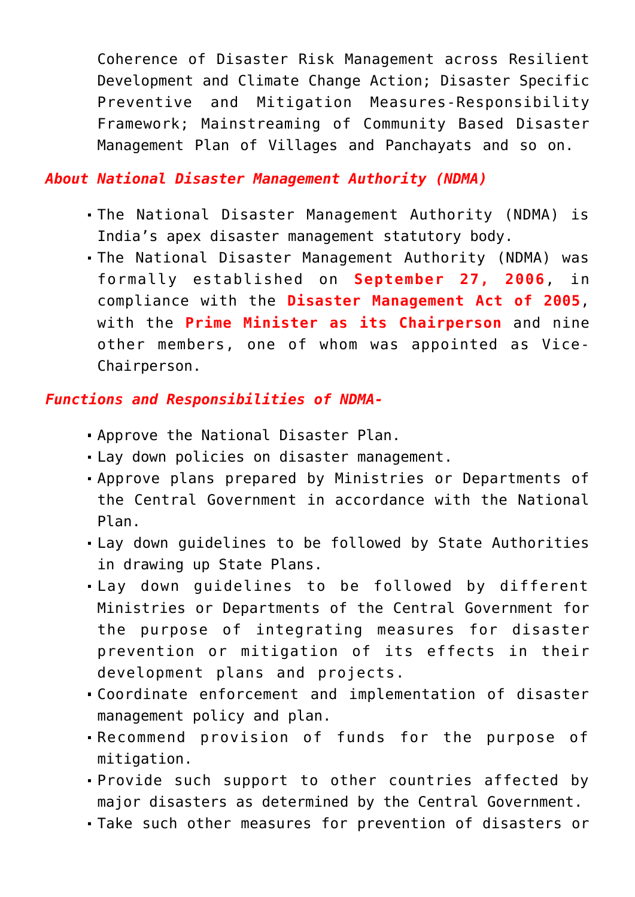Coherence of Disaster Risk Management across Resilient Development and Climate Change Action; Disaster Specific Preventive and Mitigation Measures-Responsibility Framework; Mainstreaming of Community Based Disaster Management Plan of Villages and Panchayats and so on.

***About National Disaster Management Authority (NDMA)***

- The National Disaster Management Authority (NDMA) is India's apex disaster management statutory body.
- The National Disaster Management Authority (NDMA) was formally established on **September 27, 2006**, in compliance with the **Disaster Management Act of 2005**, with the **Prime Minister as its Chairperson** and nine other members, one of whom was appointed as Vice-Chairperson.

***Functions and Responsibilities of NDMA-***

- Approve the National Disaster Plan.
- Lay down policies on disaster management.
- Approve plans prepared by Ministries or Departments of the Central Government in accordance with the National Plan.
- Lay down guidelines to be followed by State Authorities in drawing up State Plans.
- Lay down guidelines to be followed by different Ministries or Departments of the Central Government for the purpose of integrating measures for disaster prevention or mitigation of its effects in their development plans and projects.
- Coordinate enforcement and implementation of disaster management policy and plan.
- Recommend provision of funds for the purpose of mitigation.
- Provide such support to other countries affected by major disasters as determined by the Central Government.
- Take such other measures for prevention of disasters or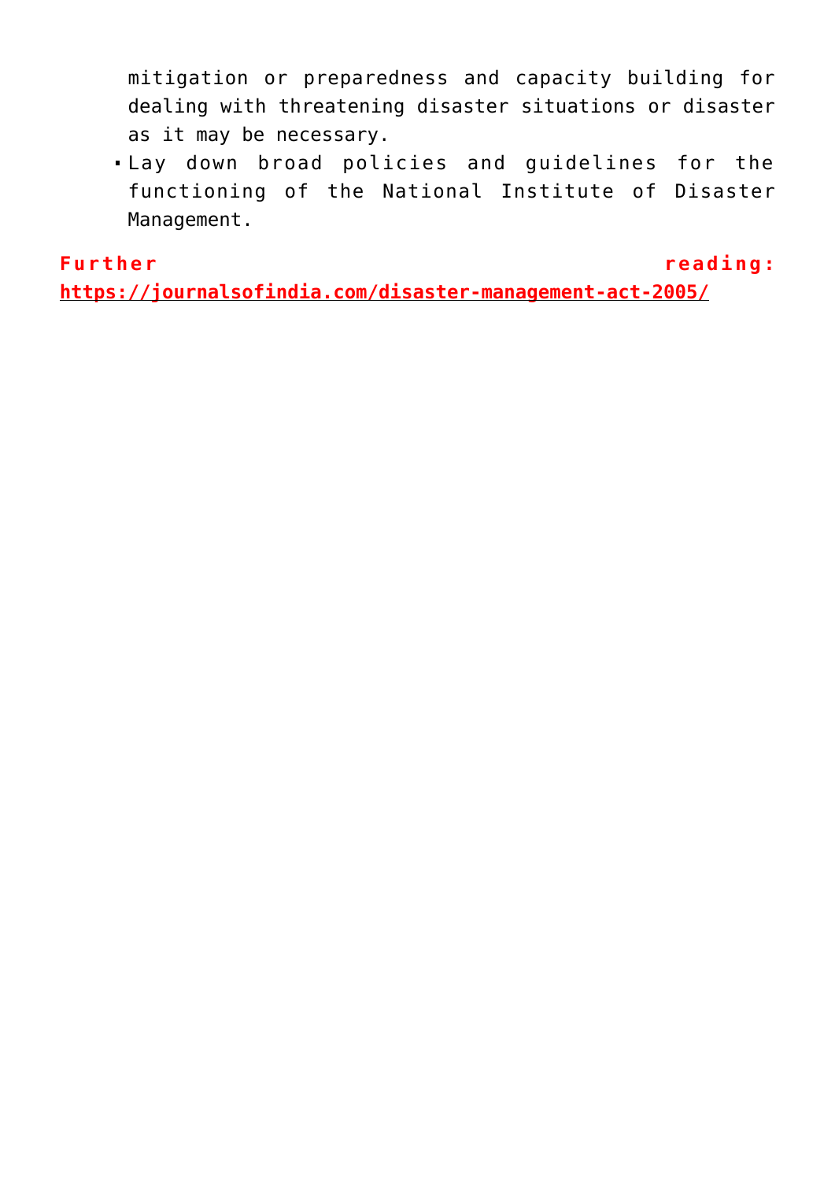mitigation or preparedness and capacity building for dealing with threatening disaster situations or disaster as it may be necessary.

- Lay down broad policies and guidelines for the functioning of the National Institute of Disaster Management.

**Further reading: https://journalsofindia.com/disaster-management-act-2005/**